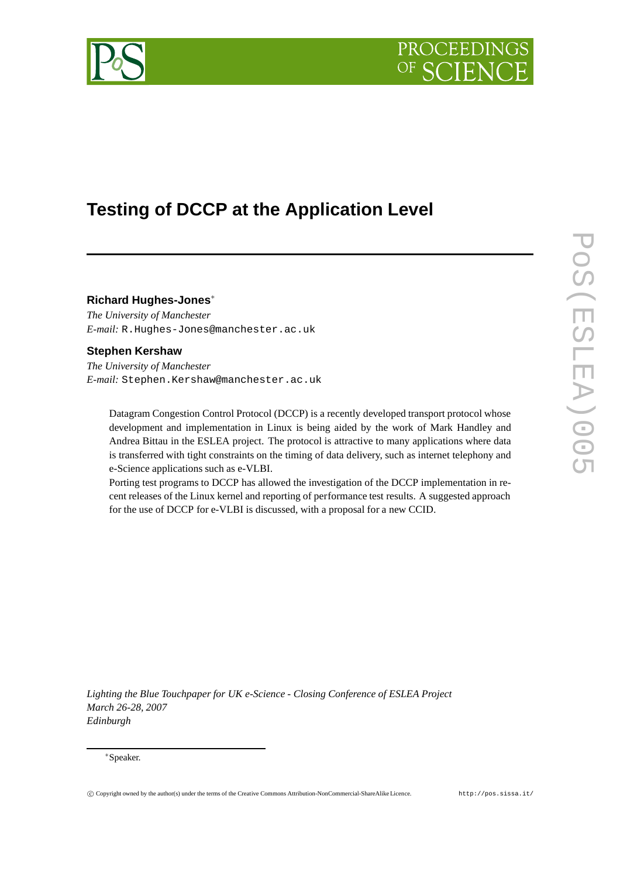# Testing of DCCP at the Application Level

**Richard Hughes-Jones***

*The University of Manchester*
*E-mail:* R.Hughes-Jones@manchester.ac.uk

**Stephen Kershaw**

*The University of Manchester*
*E-mail:* Stephen.Kershaw@manchester.ac.uk

Datagram Congestion Control Protocol (DCCP) is a recently developed transport protocol whose development and implementation in Linux is being aided by the work of Mark Handley and Andrea Bittau in the ESLEA project. The protocol is attractive to many applications where data is transferred with tight constraints on the timing of data delivery, such as internet telephony and e-Science applications such as e-VLBI.

Porting test programs to DCCP has allowed the investigation of the DCCP implementation in recent releases of the Linux kernel and reporting of performance test results. A suggested approach for the use of DCCP for e-VLBI is discussed, with a proposal for a new CCID.

*Lighting the Blue Touchpaper for UK e-Science - Closing Conference of ESLEA Project*
*March 26-28, 2007*
*Edinburgh*

*Speaker.

© Copyright owned by the author(s) under the terms of the Creative Commons Attribution-NonCommercial-ShareAlike Licence. http://pos.sissa.it/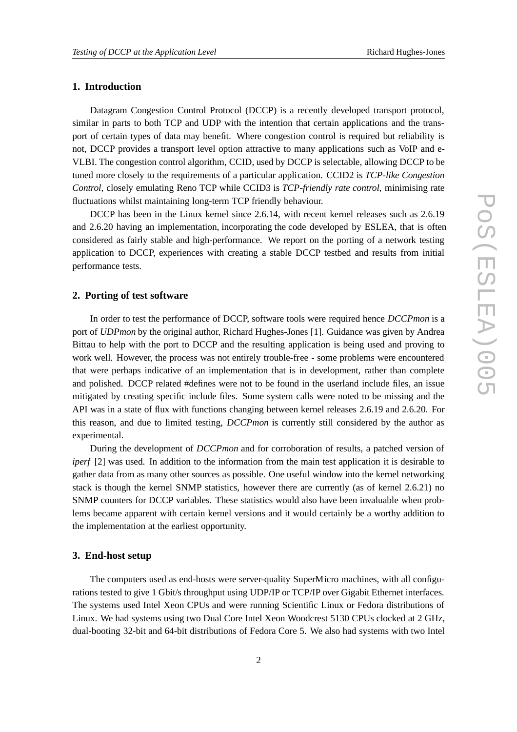## 1. Introduction

Datagram Congestion Control Protocol (DCCP) is a recently developed transport protocol, similar in parts to both TCP and UDP with the intention that certain applications and the transport of certain types of data may benefit. Where congestion control is required but reliability is not, DCCP provides a transport level option attractive to many applications such as VoIP and e-VLBI. The congestion control algorithm, CCID, used by DCCP is selectable, allowing DCCP to be tuned more closely to the requirements of a particular application. CCID2 is *TCP-like Congestion Control*, closely emulating Reno TCP while CCID3 is *TCP-friendly rate control*, minimising rate fluctuations whilst maintaining long-term TCP friendly behaviour.

DCCP has been in the Linux kernel since 2.6.14, with recent kernel releases such as 2.6.19 and 2.6.20 having an implementation, incorporating the code developed by ESLEA, that is often considered as fairly stable and high-performance. We report on the porting of a network testing application to DCCP, experiences with creating a stable DCCP testbed and results from initial performance tests.

## 2. Porting of test software

In order to test the performance of DCCP, software tools were required hence *DCCPmon* is a port of *UDPmon* by the original author, Richard Hughes-Jones [1]. Guidance was given by Andrea Bittau to help with the port to DCCP and the resulting application is being used and proving to work well. However, the process was not entirely trouble-free - some problems were encountered that were perhaps indicative of an implementation that is in development, rather than complete and polished. DCCP related #defines were not to be found in the userland include files, an issue mitigated by creating specific include files. Some system calls were noted to be missing and the API was in a state of flux with functions changing between kernel releases 2.6.19 and 2.6.20. For this reason, and due to limited testing, *DCCPmon* is currently still considered by the author as experimental.

During the development of *DCCPmon* and for corroboration of results, a patched version of *iperf* [2] was used. In addition to the information from the main test application it is desirable to gather data from as many other sources as possible. One useful window into the kernel networking stack is though the kernel SNMP statistics, however there are currently (as of kernel 2.6.21) no SNMP counters for DCCP variables. These statistics would also have been invaluable when problems became apparent with certain kernel versions and it would certainly be a worthy addition to the implementation at the earliest opportunity.

## 3. End-host setup

The computers used as end-hosts were server-quality SuperMicro machines, with all configurations tested to give 1 Gbit/s throughput using UDP/IP or TCP/IP over Gigabit Ethernet interfaces. The systems used Intel Xeon CPUs and were running Scientific Linux or Fedora distributions of Linux. We had systems using two Dual Core Intel Xeon Woodcrest 5130 CPUs clocked at 2 GHz, dual-booting 32-bit and 64-bit distributions of Fedora Core 5. We also had systems with two Intel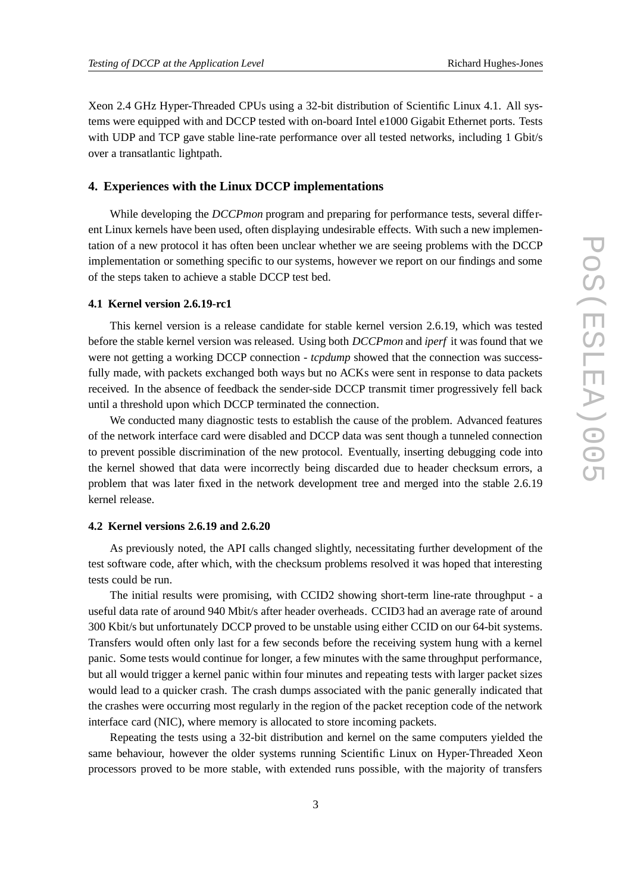Xeon 2.4 GHz Hyper-Threaded CPUs using a 32-bit distribution of Scientific Linux 4.1. All systems were equipped with and DCCP tested with on-board Intel e1000 Gigabit Ethernet ports. Tests with UDP and TCP gave stable line-rate performance over all tested networks, including 1 Gbit/s over a transatlantic lightpath.

## 4. Experiences with the Linux DCCP implementations

While developing the *DCCPmon* program and preparing for performance tests, several different Linux kernels have been used, often displaying undesirable effects. With such a new implementation of a new protocol it has often been unclear whether we are seeing problems with the DCCP implementation or something specific to our systems, however we report on our findings and some of the steps taken to achieve a stable DCCP test bed.

### 4.1 Kernel version 2.6.19-rc1

This kernel version is a release candidate for stable kernel version 2.6.19, which was tested before the stable kernel version was released. Using both *DCCPmon* and *iperf* it was found that we were not getting a working DCCP connection - *tcpdump* showed that the connection was successfully made, with packets exchanged both ways but no ACKs were sent in response to data packets received. In the absence of feedback the sender-side DCCP transmit timer progressively fell back until a threshold upon which DCCP terminated the connection.

We conducted many diagnostic tests to establish the cause of the problem. Advanced features of the network interface card were disabled and DCCP data was sent though a tunneled connection to prevent possible discrimination of the new protocol. Eventually, inserting debugging code into the kernel showed that data were incorrectly being discarded due to header checksum errors, a problem that was later fixed in the network development tree and merged into the stable 2.6.19 kernel release.

### 4.2 Kernel versions 2.6.19 and 2.6.20

As previously noted, the API calls changed slightly, necessitating further development of the test software code, after which, with the checksum problems resolved it was hoped that interesting tests could be run.

The initial results were promising, with CCID2 showing short-term line-rate throughput - a useful data rate of around 940 Mbit/s after header overheads. CCID3 had an average rate of around 300 Kbit/s but unfortunately DCCP proved to be unstable using either CCID on our 64-bit systems. Transfers would often only last for a few seconds before the receiving system hung with a kernel panic. Some tests would continue for longer, a few minutes with the same throughput performance, but all would trigger a kernel panic within four minutes and repeating tests with larger packet sizes would lead to a quicker crash. The crash dumps associated with the panic generally indicated that the crashes were occurring most regularly in the region of the packet reception code of the network interface card (NIC), where memory is allocated to store incoming packets.

Repeating the tests using a 32-bit distribution and kernel on the same computers yielded the same behaviour, however the older systems running Scientific Linux on Hyper-Threaded Xeon processors proved to be more stable, with extended runs possible, with the majority of transfers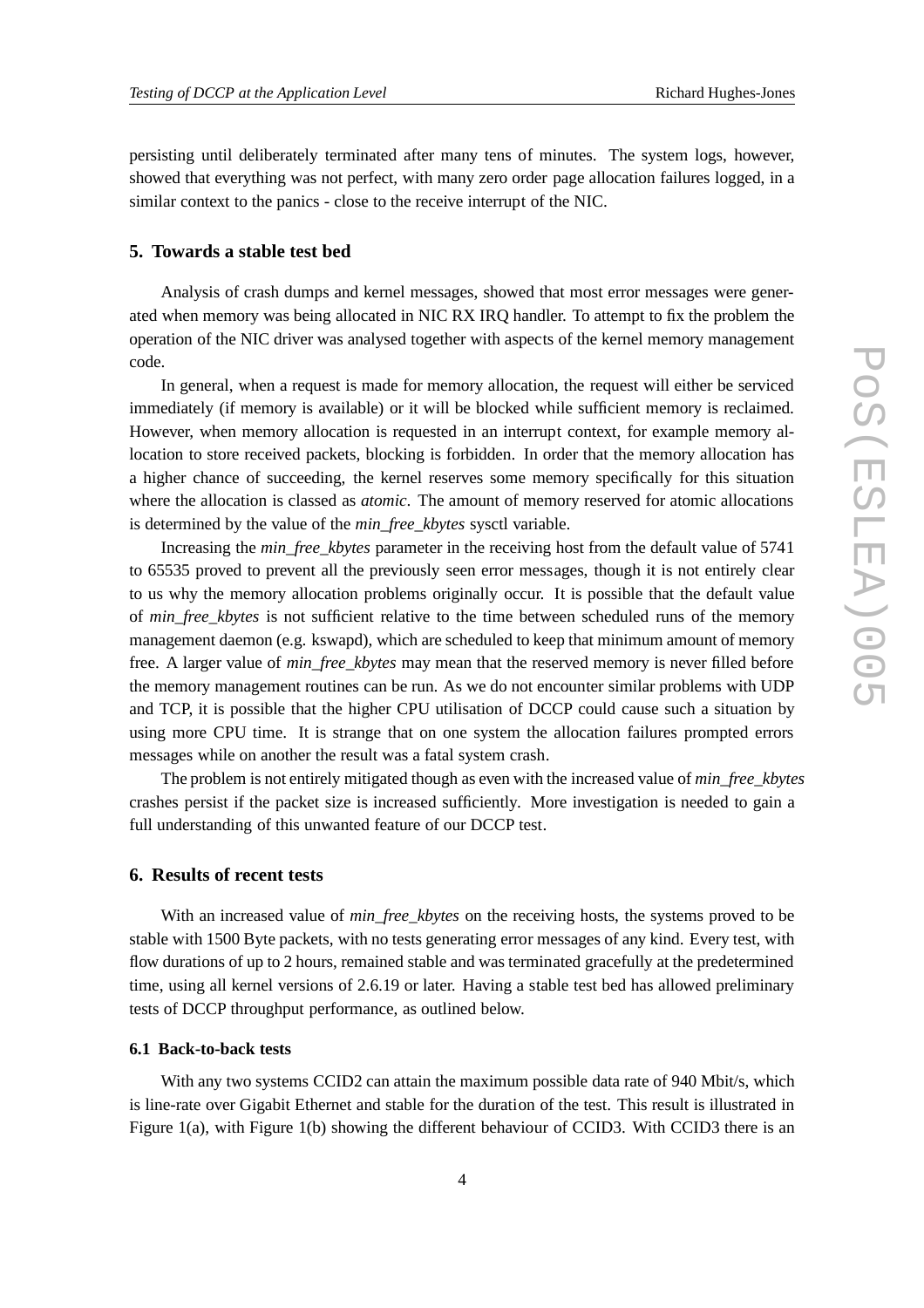persisting until deliberately terminated after many tens of minutes. The system logs, however, showed that everything was not perfect, with many zero order page allocation failures logged, in a similar context to the panics - close to the receive interrupt of the NIC.

## 5. Towards a stable test bed

Analysis of crash dumps and kernel messages, showed that most error messages were generated when memory was being allocated in NIC RX IRQ handler. To attempt to fix the problem the operation of the NIC driver was analysed together with aspects of the kernel memory management code.

In general, when a request is made for memory allocation, the request will either be serviced immediately (if memory is available) or it will be blocked while sufficient memory is reclaimed. However, when memory allocation is requested in an interrupt context, for example memory allocation to store received packets, blocking is forbidden. In order that the memory allocation has a higher chance of succeeding, the kernel reserves some memory specifically for this situation where the allocation is classed as *atomic*. The amount of memory reserved for atomic allocations is determined by the value of the *min_free_kbytes* sysctl variable.

Increasing the *min_free_kbytes* parameter in the receiving host from the default value of 5741 to 65535 proved to prevent all the previously seen error messages, though it is not entirely clear to us why the memory allocation problems originally occur. It is possible that the default value of *min_free_kbytes* is not sufficient relative to the time between scheduled runs of the memory management daemon (e.g. kswapd), which are scheduled to keep that minimum amount of memory free. A larger value of *min_free_kbytes* may mean that the reserved memory is never filled before the memory management routines can be run. As we do not encounter similar problems with UDP and TCP, it is possible that the higher CPU utilisation of DCCP could cause such a situation by using more CPU time. It is strange that on one system the allocation failures prompted errors messages while on another the result was a fatal system crash.

The problem is not entirely mitigated though as even with the increased value of *min_free_kbytes* crashes persist if the packet size is increased sufficiently. More investigation is needed to gain a full understanding of this unwanted feature of our DCCP test.

## 6. Results of recent tests

With an increased value of *min_free_kbytes* on the receiving hosts, the systems proved to be stable with 1500 Byte packets, with no tests generating error messages of any kind. Every test, with flow durations of up to 2 hours, remained stable and was terminated gracefully at the predetermined time, using all kernel versions of 2.6.19 or later. Having a stable test bed has allowed preliminary tests of DCCP throughput performance, as outlined below.

### 6.1 Back-to-back tests

With any two systems CCID2 can attain the maximum possible data rate of 940 Mbit/s, which is line-rate over Gigabit Ethernet and stable for the duration of the test. This result is illustrated in Figure 1(a), with Figure 1(b) showing the different behaviour of CCID3. With CCID3 there is an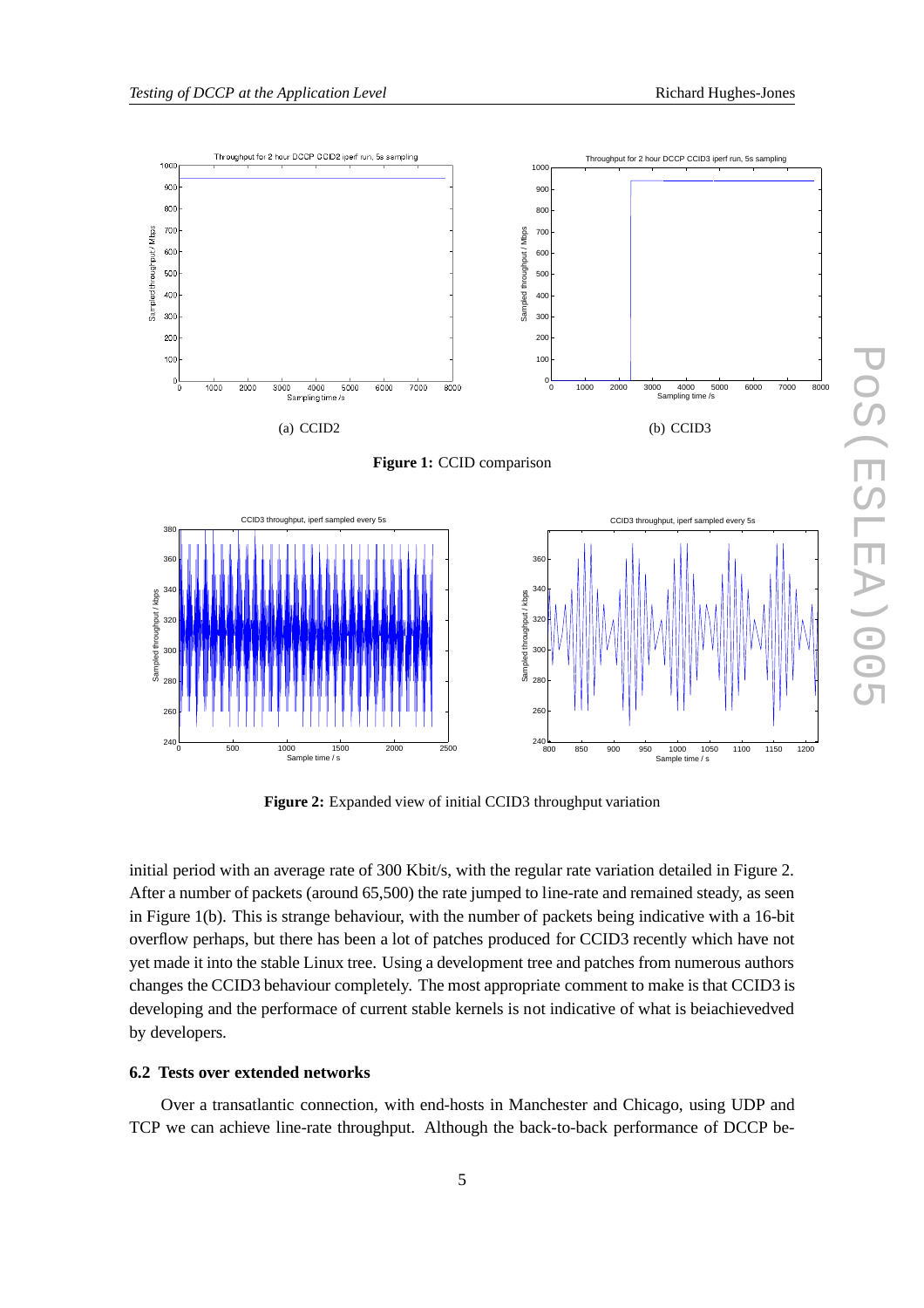(a) CCID2

(b) CCID3

**Figure 1:** CCID comparison

**Figure 2:** Expanded view of initial CCID3 throughput variation

initial period with an average rate of 300 Kbit/s, with the regular rate variation detailed in Figure 2. After a number of packets (around 65,500) the rate jumped to line-rate and remained steady, as seen in Figure 1(b). This is strange behaviour, with the number of packets being indicative with a 16-bit overflow perhaps, but there has been a lot of patches produced for CCID3 recently which have not yet made it into the stable Linux tree. Using a development tree and patches from numerous authors changes the CCID3 behaviour completely. The most appropriate comment to make is that CCID3 is developing and the performace of current stable kernels is not indicative of what is beiachievedved by developers.

### 6.2 Tests over extended networks

Over a transatlantic connection, with end-hosts in Manchester and Chicago, using UDP and TCP we can achieve line-rate throughput. Although the back-to-back performance of DCCP be-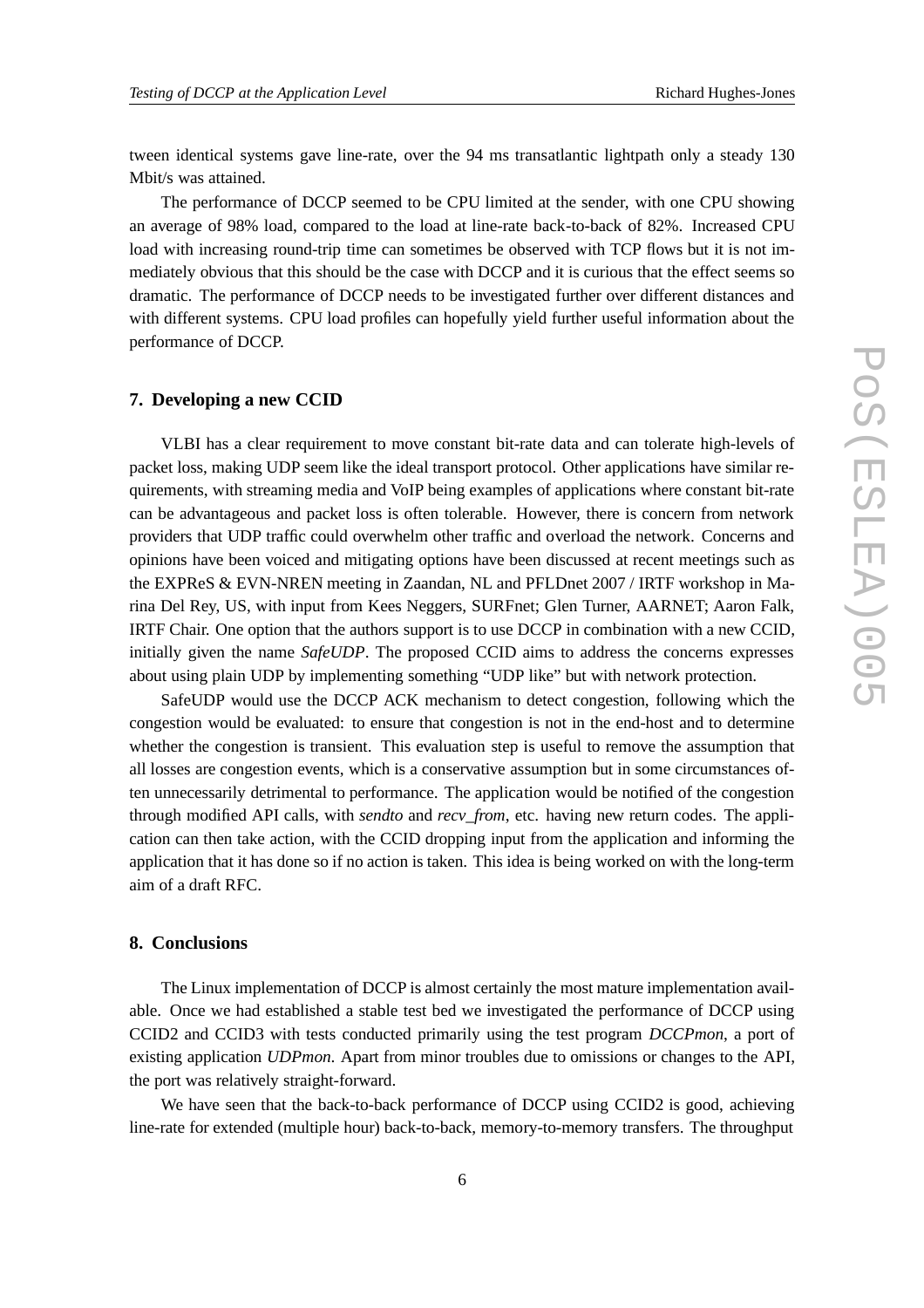tween identical systems gave line-rate, over the 94 ms transatlantic lightpath only a steady 130 Mbit/s was attained.

The performance of DCCP seemed to be CPU limited at the sender, with one CPU showing an average of 98% load, compared to the load at line-rate back-to-back of 82%. Increased CPU load with increasing round-trip time can sometimes be observed with TCP flows but it is not immediately obvious that this should be the case with DCCP and it is curious that the effect seems so dramatic. The performance of DCCP needs to be investigated further over different distances and with different systems. CPU load profiles can hopefully yield further useful information about the performance of DCCP.

## 7. Developing a new CCID

VLBI has a clear requirement to move constant bit-rate data and can tolerate high-levels of packet loss, making UDP seem like the ideal transport protocol. Other applications have similar requirements, with streaming media and VoIP being examples of applications where constant bit-rate can be advantageous and packet loss is often tolerable. However, there is concern from network providers that UDP traffic could overwhelm other traffic and overload the network. Concerns and opinions have been voiced and mitigating options have been discussed at recent meetings such as the EXPReS & EVN-NREN meeting in Zaandan, NL and PFLDnet 2007 / IRTF workshop in Marina Del Rey, US, with input from Kees Neggers, SURFnet; Glen Turner, AARNET; Aaron Falk, IRTF Chair. One option that the authors support is to use DCCP in combination with a new CCID, initially given the name *SafeUDP*. The proposed CCID aims to address the concerns expresses about using plain UDP by implementing something "UDP like" but with network protection.

SafeUDP would use the DCCP ACK mechanism to detect congestion, following which the congestion would be evaluated: to ensure that congestion is not in the end-host and to determine whether the congestion is transient. This evaluation step is useful to remove the assumption that all losses are congestion events, which is a conservative assumption but in some circumstances often unnecessarily detrimental to performance. The application would be notified of the congestion through modified API calls, with *sendto* and *recv_from*, etc. having new return codes. The application can then take action, with the CCID dropping input from the application and informing the application that it has done so if no action is taken. This idea is being worked on with the long-term aim of a draft RFC.

## 8. Conclusions

The Linux implementation of DCCP is almost certainly the most mature implementation available. Once we had established a stable test bed we investigated the performance of DCCP using CCID2 and CCID3 with tests conducted primarily using the test program *DCCPmon*, a port of existing application *UDPmon*. Apart from minor troubles due to omissions or changes to the API, the port was relatively straight-forward.

We have seen that the back-to-back performance of DCCP using CCID2 is good, achieving line-rate for extended (multiple hour) back-to-back, memory-to-memory transfers. The throughput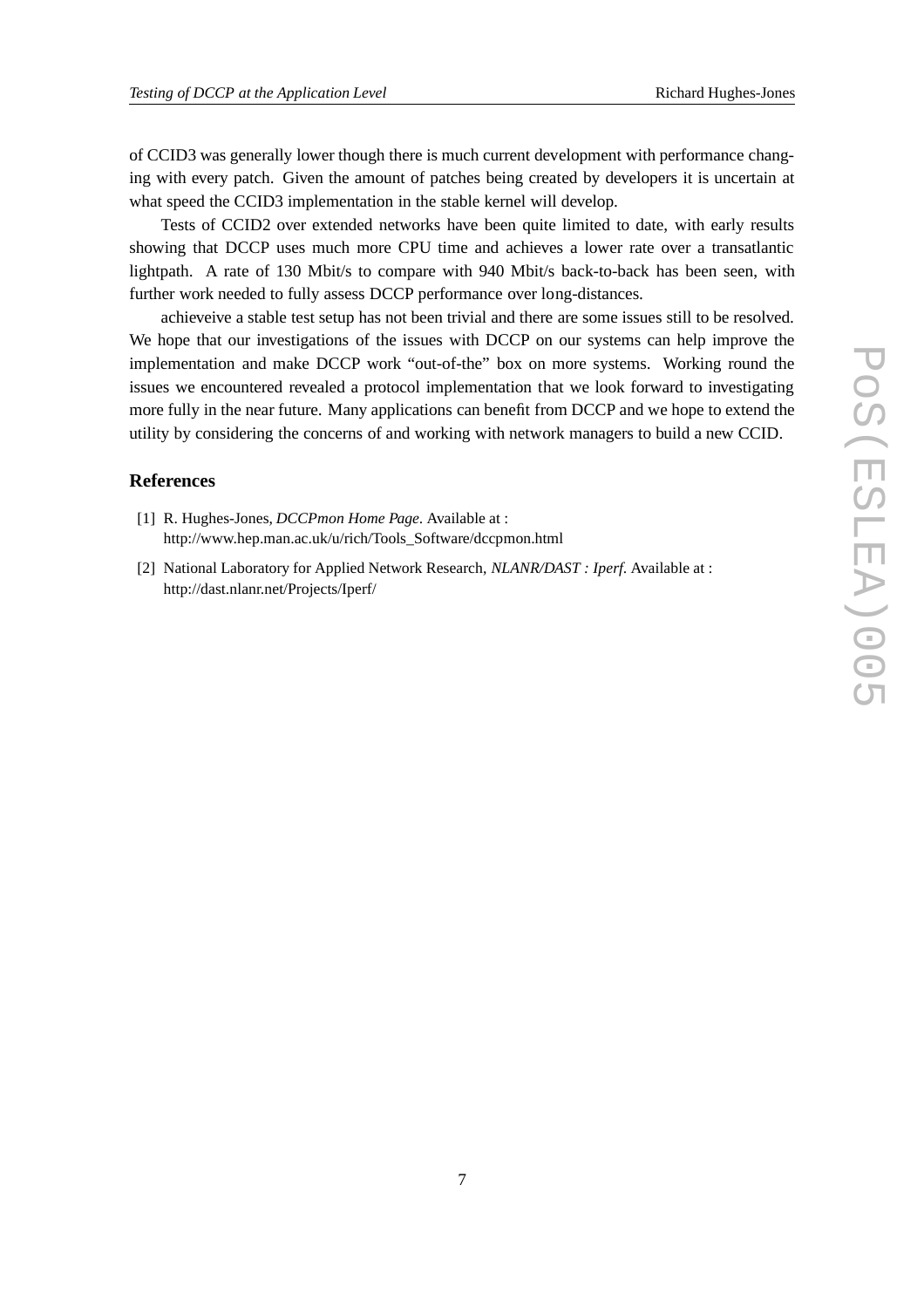of CCID3 was generally lower though there is much current development with performance changing with every patch. Given the amount of patches being created by developers it is uncertain at what speed the CCID3 implementation in the stable kernel will develop.

Tests of CCID2 over extended networks have been quite limited to date, with early results showing that DCCP uses much more CPU time and achieves a lower rate over a transatlantic lightpath. A rate of 130 Mbit/s to compare with 940 Mbit/s back-to-back has been seen, with further work needed to fully assess DCCP performance over long-distances.

achieveive a stable test setup has not been trivial and there are some issues still to be resolved. We hope that our investigations of the issues with DCCP on our systems can help improve the implementation and make DCCP work "out-of-the" box on more systems. Working round the issues we encountered revealed a protocol implementation that we look forward to investigating more fully in the near future. Many applications can benefit from DCCP and we hope to extend the utility by considering the concerns of and working with network managers to build a new CCID.

## References

[1] R. Hughes-Jones, *DCCPmon Home Page*. Available at : http://www.hep.man.ac.uk/u/rich/Tools_Software/dccpmon.html

[2] National Laboratory for Applied Network Research, *NLANR/DAST : Iperf*. Available at : http://dast.nlanr.net/Projects/Iperf/